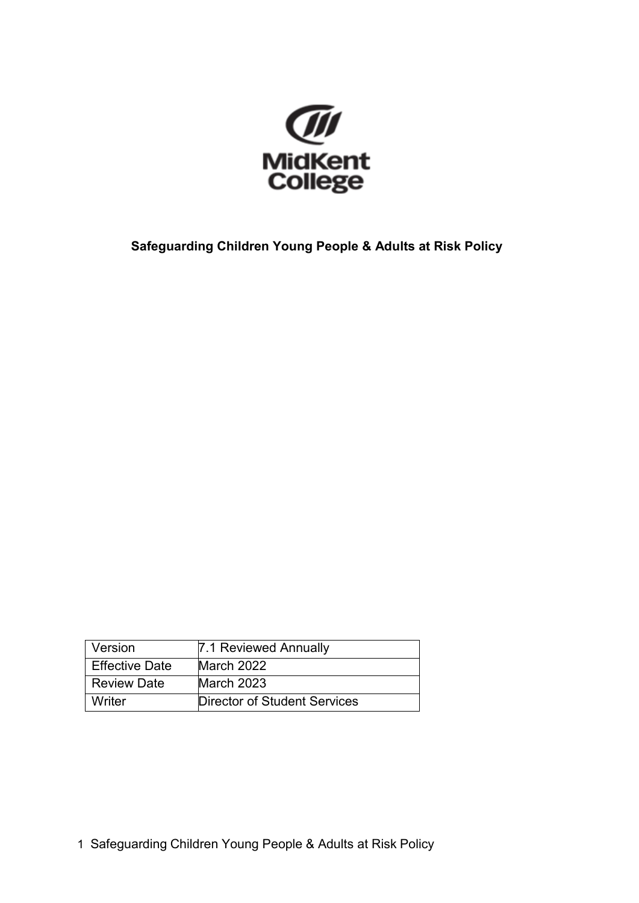MidKent College

# Safeguarding Children Young People & Adults at Risk Policy

| Version | 7.1 Reviewed Annually |
| --- | --- |
| Effective Date | March 2022 |
| Review Date | March 2023 |
| Writer | Director of Student Services |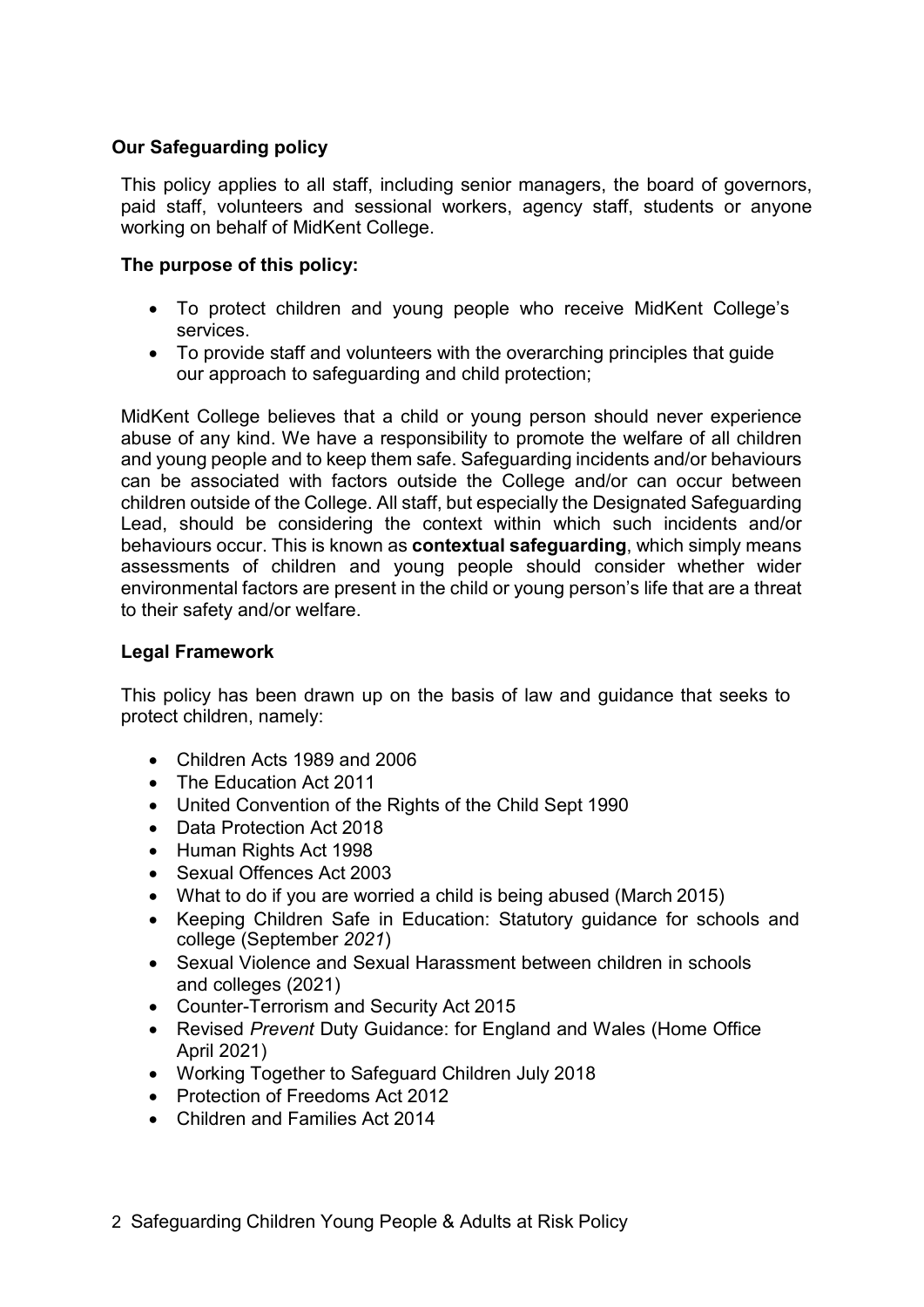## Our Safeguarding policy

This policy applies to all staff, including senior managers, the board of governors, paid staff, volunteers and sessional workers, agency staff, students or anyone working on behalf of MidKent College.

### The purpose of this policy:

- To protect children and young people who receive MidKent College's services.
- To provide staff and volunteers with the overarching principles that guide our approach to safeguarding and child protection;

MidKent College believes that a child or young person should never experience abuse of any kind. We have a responsibility to promote the welfare of all children and young people and to keep them safe. Safeguarding incidents and/or behaviours can be associated with factors outside the College and/or can occur between children outside of the College. All staff, but especially the Designated Safeguarding Lead, should be considering the context within which such incidents and/or behaviours occur. This is known as **contextual safeguarding**, which simply means assessments of children and young people should consider whether wider environmental factors are present in the child or young person's life that are a threat to their safety and/or welfare.

### Legal Framework

This policy has been drawn up on the basis of law and guidance that seeks to protect children, namely:

- Children Acts 1989 and 2006
- The Education Act 2011
- United Convention of the Rights of the Child Sept 1990
- Data Protection Act 2018
- Human Rights Act 1998
- Sexual Offences Act 2003
- What to do if you are worried a child is being abused (March 2015)
- Keeping Children Safe in Education: Statutory guidance for schools and college (September *2021*)
- Sexual Violence and Sexual Harassment between children in schools and colleges (2021)
- Counter-Terrorism and Security Act 2015
- Revised *Prevent* Duty Guidance: for England and Wales (Home Office April 2021)
- Working Together to Safeguard Children July 2018
- Protection of Freedoms Act 2012
- Children and Families Act 2014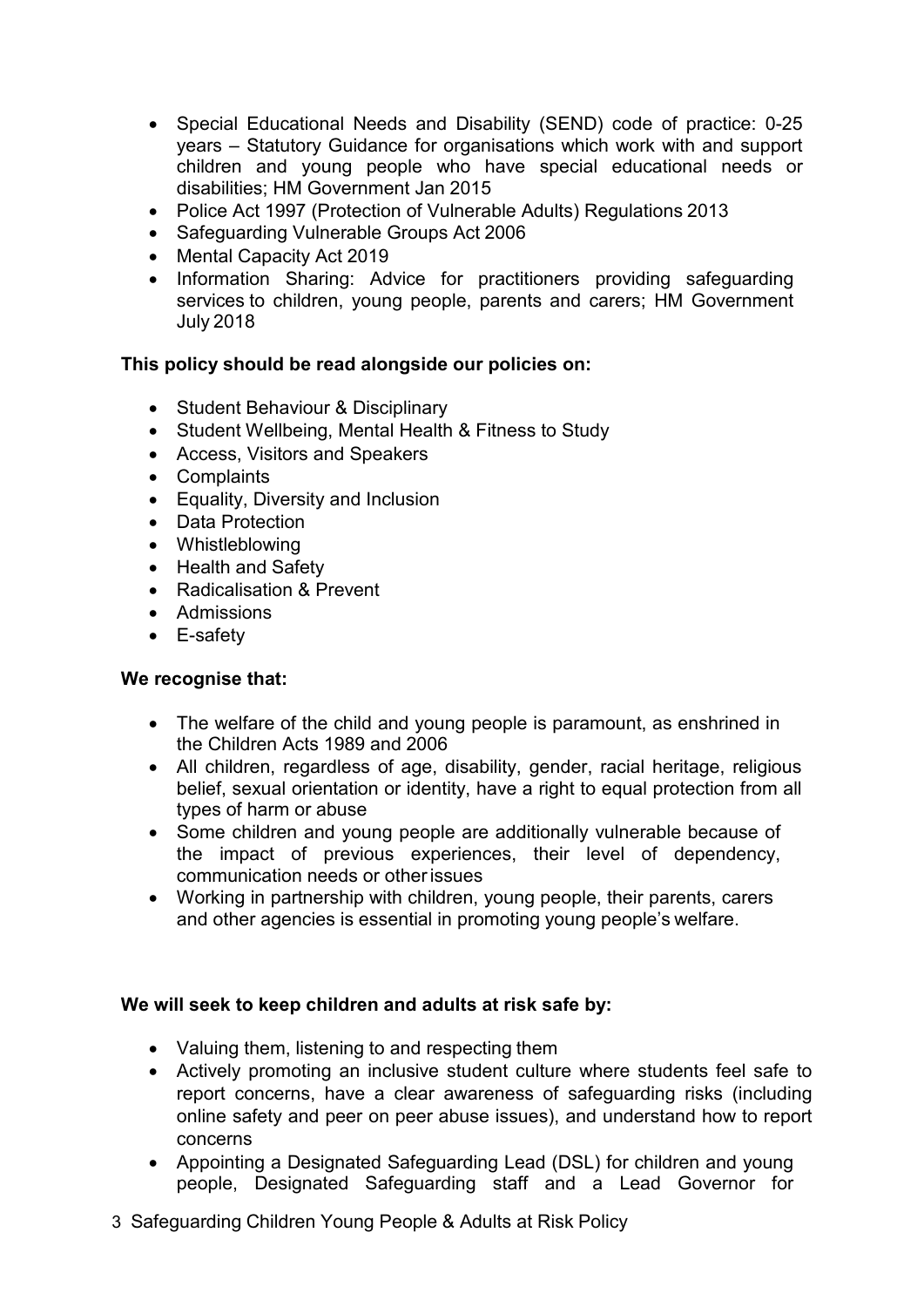- Special Educational Needs and Disability (SEND) code of practice: 0-25 years – Statutory Guidance for organisations which work with and support children and young people who have special educational needs or disabilities; HM Government Jan 2015
- Police Act 1997 (Protection of Vulnerable Adults) Regulations 2013
- Safeguarding Vulnerable Groups Act 2006
- Mental Capacity Act 2019
- Information Sharing: Advice for practitioners providing safeguarding services to children, young people, parents and carers; HM Government July 2018

**This policy should be read alongside our policies on:**

- Student Behaviour & Disciplinary
- Student Wellbeing, Mental Health & Fitness to Study
- Access, Visitors and Speakers
- Complaints
- Equality, Diversity and Inclusion
- Data Protection
- Whistleblowing
- Health and Safety
- Radicalisation & Prevent
- Admissions
- E-safety

**We recognise that:**

- The welfare of the child and young people is paramount, as enshrined in the Children Acts 1989 and 2006
- All children, regardless of age, disability, gender, racial heritage, religious belief, sexual orientation or identity, have a right to equal protection from all types of harm or abuse
- Some children and young people are additionally vulnerable because of the impact of previous experiences, their level of dependency, communication needs or other issues
- Working in partnership with children, young people, their parents, carers and other agencies is essential in promoting young people's welfare.

**We will seek to keep children and adults at risk safe by:**

- Valuing them, listening to and respecting them
- Actively promoting an inclusive student culture where students feel safe to report concerns, have a clear awareness of safeguarding risks (including online safety and peer on peer abuse issues), and understand how to report concerns
- Appointing a Designated Safeguarding Lead (DSL) for children and young people, Designated Safeguarding staff and a Lead Governor for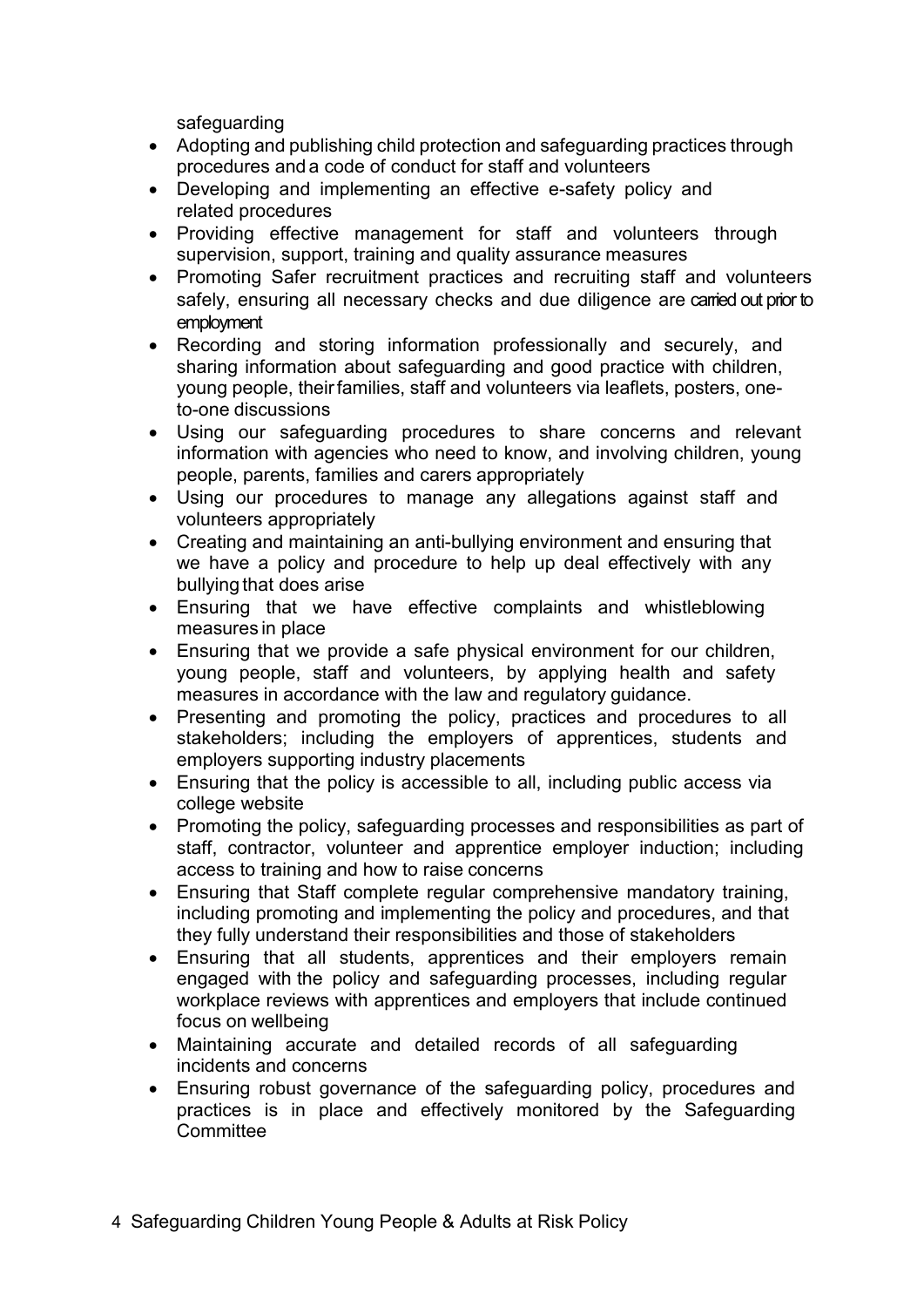safeguarding

- Adopting and publishing child protection and safeguarding practices through procedures and a code of conduct for staff and volunteers
- Developing and implementing an effective e-safety policy and related procedures
- Providing effective management for staff and volunteers through supervision, support, training and quality assurance measures
- Promoting Safer recruitment practices and recruiting staff and volunteers safely, ensuring all necessary checks and due diligence are carried out prior to employment
- Recording and storing information professionally and securely, and sharing information about safeguarding and good practice with children, young people, their families, staff and volunteers via leaflets, posters, one-to-one discussions
- Using our safeguarding procedures to share concerns and relevant information with agencies who need to know, and involving children, young people, parents, families and carers appropriately
- Using our procedures to manage any allegations against staff and volunteers appropriately
- Creating and maintaining an anti-bullying environment and ensuring that we have a policy and procedure to help up deal effectively with any bullying that does arise
- Ensuring that we have effective complaints and whistleblowing measures in place
- Ensuring that we provide a safe physical environment for our children, young people, staff and volunteers, by applying health and safety measures in accordance with the law and regulatory guidance.
- Presenting and promoting the policy, practices and procedures to all stakeholders; including the employers of apprentices, students and employers supporting industry placements
- Ensuring that the policy is accessible to all, including public access via college website
- Promoting the policy, safeguarding processes and responsibilities as part of staff, contractor, volunteer and apprentice employer induction; including access to training and how to raise concerns
- Ensuring that Staff complete regular comprehensive mandatory training, including promoting and implementing the policy and procedures, and that they fully understand their responsibilities and those of stakeholders
- Ensuring that all students, apprentices and their employers remain engaged with the policy and safeguarding processes, including regular workplace reviews with apprentices and employers that include continued focus on wellbeing
- Maintaining accurate and detailed records of all safeguarding incidents and concerns
- Ensuring robust governance of the safeguarding policy, procedures and practices is in place and effectively monitored by the Safeguarding Committee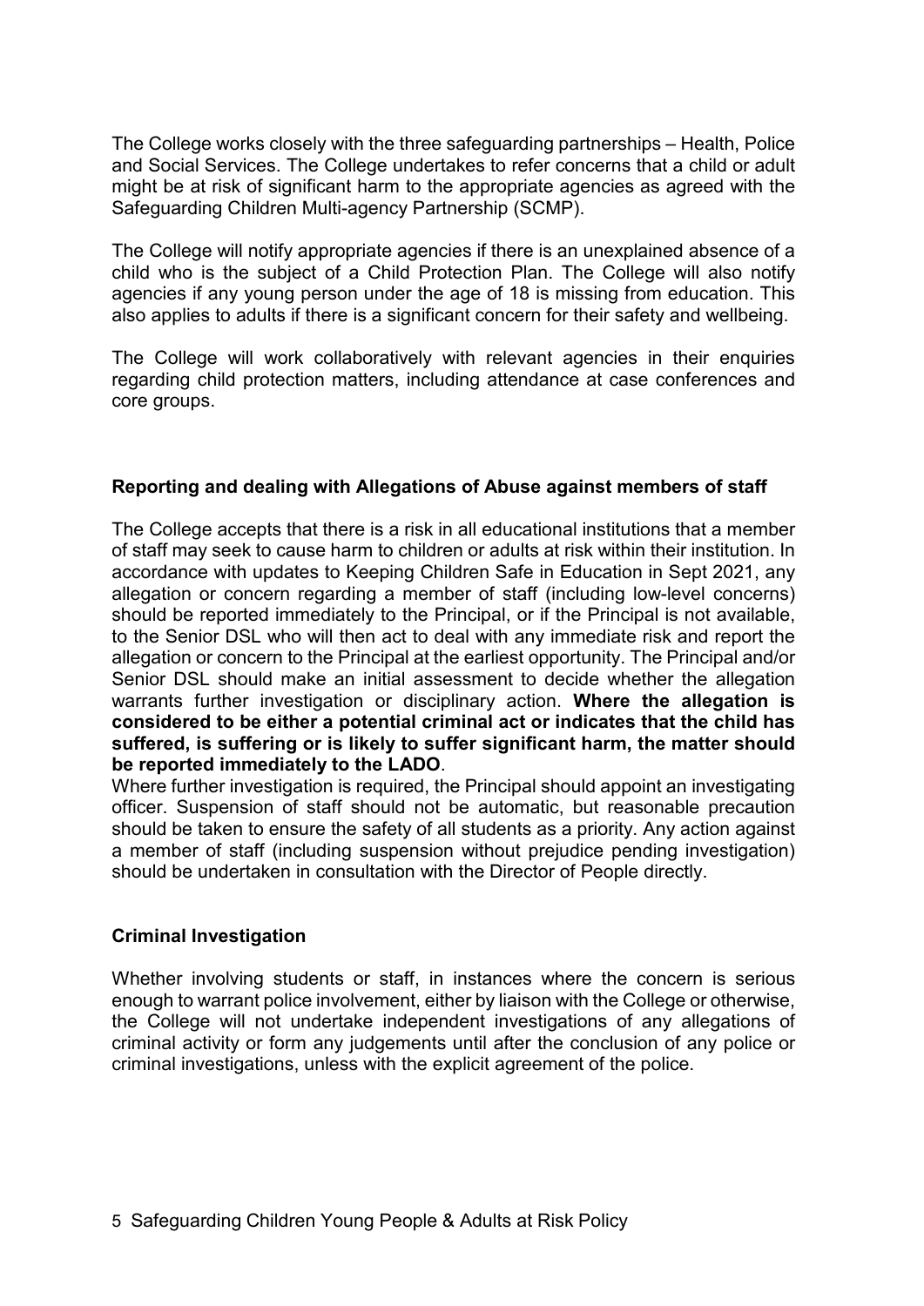The College works closely with the three safeguarding partnerships – Health, Police and Social Services. The College undertakes to refer concerns that a child or adult might be at risk of significant harm to the appropriate agencies as agreed with the Safeguarding Children Multi-agency Partnership (SCMP).

The College will notify appropriate agencies if there is an unexplained absence of a child who is the subject of a Child Protection Plan. The College will also notify agencies if any young person under the age of 18 is missing from education. This also applies to adults if there is a significant concern for their safety and wellbeing.

The College will work collaboratively with relevant agencies in their enquiries regarding child protection matters, including attendance at case conferences and core groups.

**Reporting and dealing with Allegations of Abuse against members of staff**

The College accepts that there is a risk in all educational institutions that a member of staff may seek to cause harm to children or adults at risk within their institution. In accordance with updates to Keeping Children Safe in Education in Sept 2021, any allegation or concern regarding a member of staff (including low-level concerns) should be reported immediately to the Principal, or if the Principal is not available, to the Senior DSL who will then act to deal with any immediate risk and report the allegation or concern to the Principal at the earliest opportunity. The Principal and/or Senior DSL should make an initial assessment to decide whether the allegation warrants further investigation or disciplinary action. **Where the allegation is considered to be either a potential criminal act or indicates that the child has suffered, is suffering or is likely to suffer significant harm, the matter should be reported immediately to the LADO**.

Where further investigation is required, the Principal should appoint an investigating officer. Suspension of staff should not be automatic, but reasonable precaution should be taken to ensure the safety of all students as a priority. Any action against a member of staff (including suspension without prejudice pending investigation) should be undertaken in consultation with the Director of People directly.

**Criminal Investigation**

Whether involving students or staff, in instances where the concern is serious enough to warrant police involvement, either by liaison with the College or otherwise, the College will not undertake independent investigations of any allegations of criminal activity or form any judgements until after the conclusion of any police or criminal investigations, unless with the explicit agreement of the police.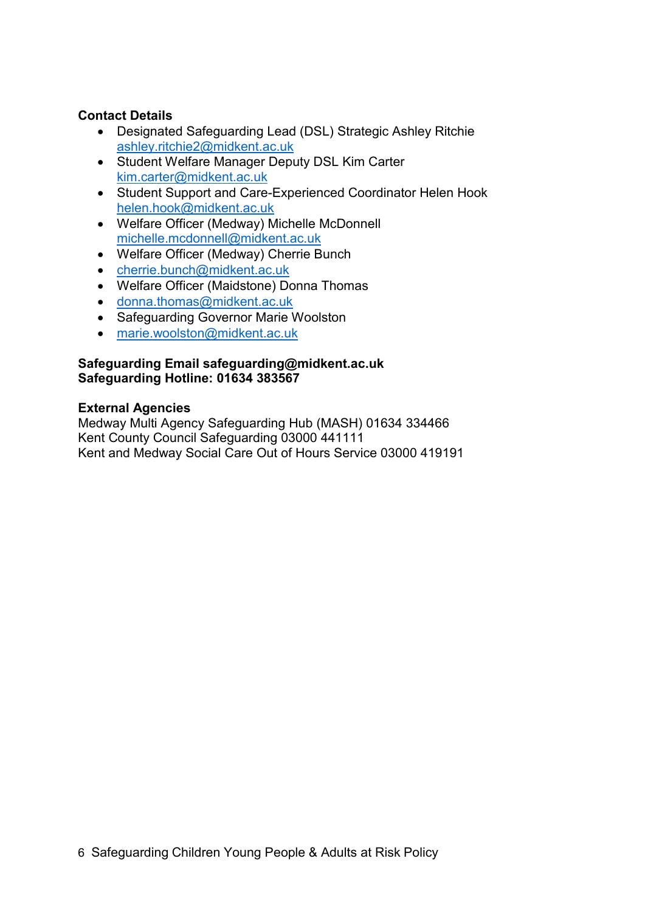**Contact Details**

- Designated Safeguarding Lead (DSL) Strategic Ashley Ritchie ashley.ritchie2@midkent.ac.uk
- Student Welfare Manager Deputy DSL Kim Carter kim.carter@midkent.ac.uk
- Student Support and Care-Experienced Coordinator Helen Hook helen.hook@midkent.ac.uk
- Welfare Officer (Medway) Michelle McDonnell michelle.mcdonnell@midkent.ac.uk
- Welfare Officer (Medway) Cherrie Bunch
- cherrie.bunch@midkent.ac.uk
- Welfare Officer (Maidstone) Donna Thomas
- donna.thomas@midkent.ac.uk
- Safeguarding Governor Marie Woolston
- marie.woolston@midkent.ac.uk

**Safeguarding Email safeguarding@midkent.ac.uk**
**Safeguarding Hotline: 01634 383567**

**External Agencies**

Medway Multi Agency Safeguarding Hub (MASH) 01634 334466
Kent County Council Safeguarding 03000 441111
Kent and Medway Social Care Out of Hours Service 03000 419191